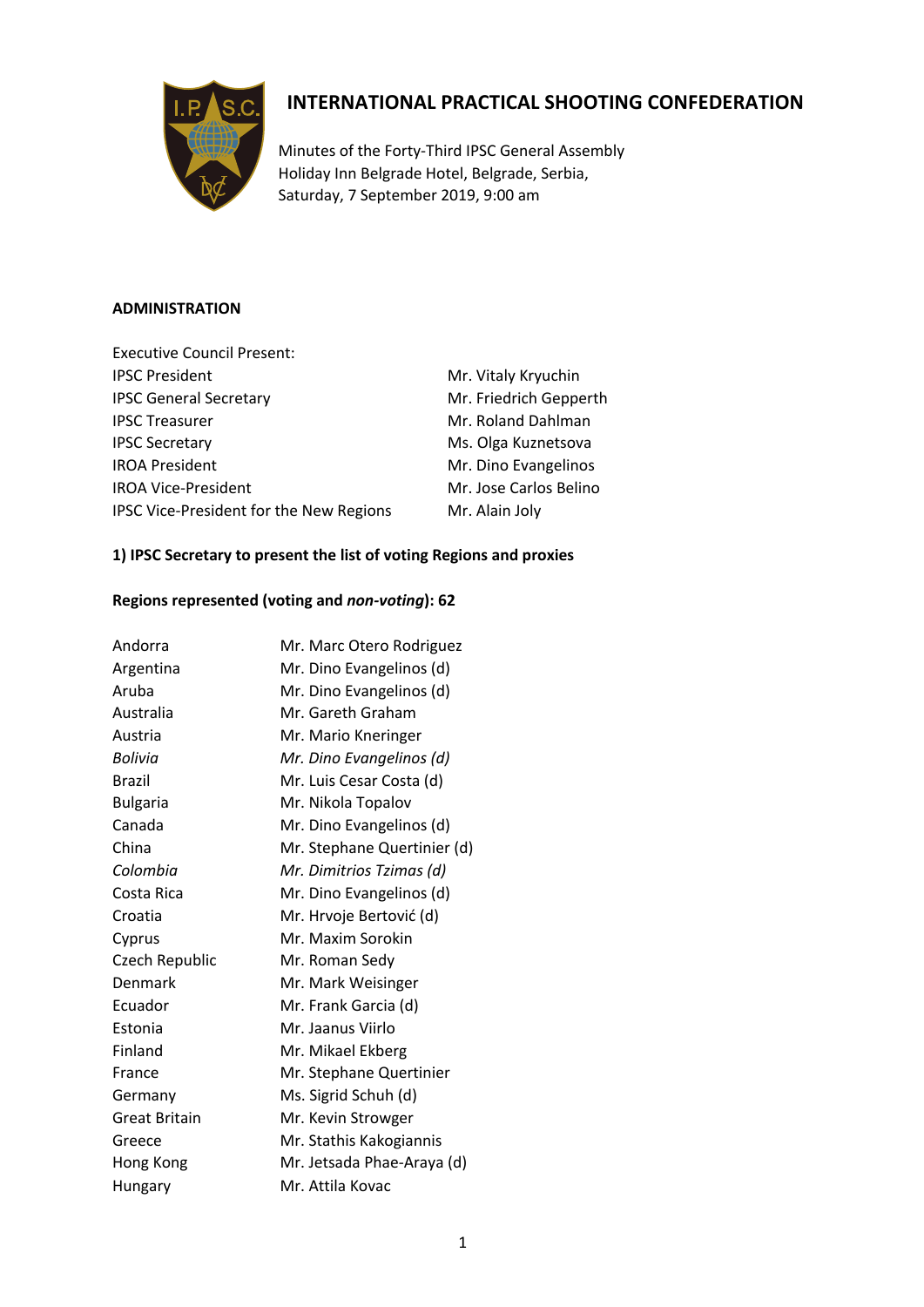# INTERNATIONAL PRACTICAL SHOOTING CONFEDERATION

Minutes of the Forty-Third IPSC General Assembly
Holiday Inn Belgrade Hotel, Belgrade, Serbia,
Saturday, 7 September 2019, 9:00 am

## ADMINISTRATION

Executive Council Present:

| | |
|---|---|
| IPSC President | Mr. Vitaly Kryuchin |
| IPSC General Secretary | Mr. Friedrich Gepperth |
| IPSC Treasurer | Mr. Roland Dahlman |
| IPSC Secretary | Ms. Olga Kuznetsova |
| IROA President | Mr. Dino Evangelinos |
| IROA Vice-President | Mr. Jose Carlos Belino |
| IPSC Vice-President for the New Regions | Mr. Alain Joly |

### 1) IPSC Secretary to present the list of voting Regions and proxies

**Regions represented (voting and *non-voting*): 62**

| | |
|---|---|
| Andorra | Mr. Marc Otero Rodriguez |
| Argentina | Mr. Dino Evangelinos (d) |
| Aruba | Mr. Dino Evangelinos (d) |
| Australia | Mr. Gareth Graham |
| Austria | Mr. Mario Kneringer |
| *Bolivia* | *Mr. Dino Evangelinos (d)* |
| Brazil | Mr. Luis Cesar Costa (d) |
| Bulgaria | Mr. Nikola Topalov |
| Canada | Mr. Dino Evangelinos (d) |
| China | Mr. Stephane Quertinier (d) |
| *Colombia* | *Mr. Dimitrios Tzimas (d)* |
| Costa Rica | Mr. Dino Evangelinos (d) |
| Croatia | Mr. Hrvoje Bertović (d) |
| Cyprus | Mr. Maxim Sorokin |
| Czech Republic | Mr. Roman Sedy |
| Denmark | Mr. Mark Weisinger |
| Ecuador | Mr. Frank Garcia (d) |
| Estonia | Mr. Jaanus Viirlo |
| Finland | Mr. Mikael Ekberg |
| France | Mr. Stephane Quertinier |
| Germany | Ms. Sigrid Schuh (d) |
| Great Britain | Mr. Kevin Strowger |
| Greece | Mr. Stathis Kakogiannis |
| Hong Kong | Mr. Jetsada Phae-Araya (d) |
| Hungary | Mr. Attila Kovac |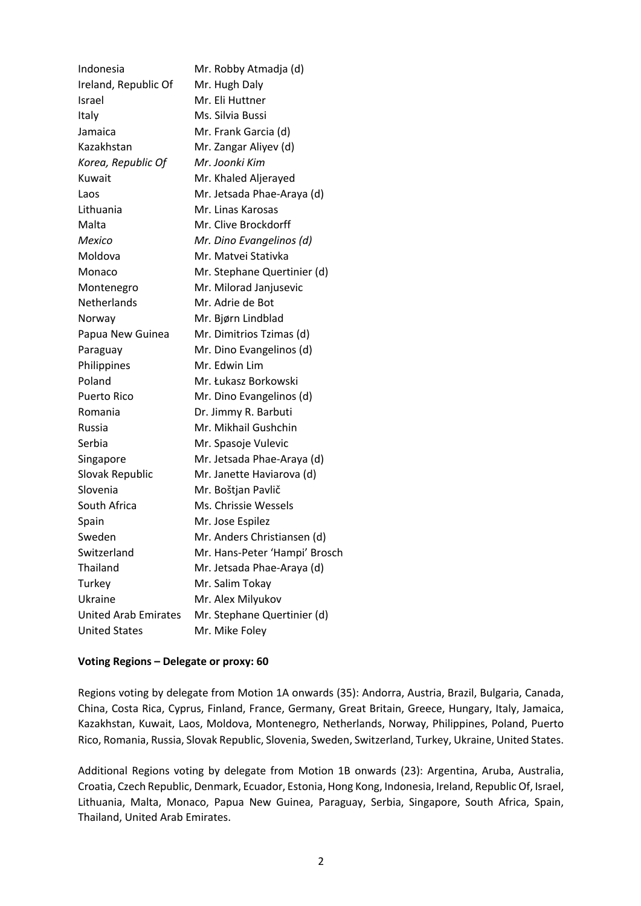| | |
|---|---|
| Indonesia | Mr. Robby Atmadja (d) |
| Ireland, Republic Of | Mr. Hugh Daly |
| Israel | Mr. Eli Huttner |
| Italy | Ms. Silvia Bussi |
| Jamaica | Mr. Frank Garcia (d) |
| Kazakhstan | Mr. Zangar Aliyev (d) |
| *Korea, Republic Of* | *Mr. Joonki Kim* |
| Kuwait | Mr. Khaled Aljerayed |
| Laos | Mr. Jetsada Phae-Araya (d) |
| Lithuania | Mr. Linas Karosas |
| Malta | Mr. Clive Brockdorff |
| *Mexico* | *Mr. Dino Evangelinos (d)* |
| Moldova | Mr. Matvei Stativka |
| Monaco | Mr. Stephane Quertinier (d) |
| Montenegro | Mr. Milorad Janjusevic |
| Netherlands | Mr. Adrie de Bot |
| Norway | Mr. Bjørn Lindblad |
| Papua New Guinea | Mr. Dimitrios Tzimas (d) |
| Paraguay | Mr. Dino Evangelinos (d) |
| Philippines | Mr. Edwin Lim |
| Poland | Mr. Łukasz Borkowski |
| Puerto Rico | Mr. Dino Evangelinos (d) |
| Romania | Dr. Jimmy R. Barbuti |
| Russia | Mr. Mikhail Gushchin |
| Serbia | Mr. Spasoje Vulevic |
| Singapore | Mr. Jetsada Phae-Araya (d) |
| Slovak Republic | Mr. Janette Haviarova (d) |
| Slovenia | Mr. Boštjan Pavlič |
| South Africa | Ms. Chrissie Wessels |
| Spain | Mr. Jose Espilez |
| Sweden | Mr. Anders Christiansen (d) |
| Switzerland | Mr. Hans-Peter 'Hampi' Brosch |
| Thailand | Mr. Jetsada Phae-Araya (d) |
| Turkey | Mr. Salim Tokay |
| Ukraine | Mr. Alex Milyukov |
| United Arab Emirates | Mr. Stephane Quertinier (d) |
| United States | Mr. Mike Foley |

**Voting Regions – Delegate or proxy: 60**

Regions voting by delegate from Motion 1A onwards (35): Andorra, Austria, Brazil, Bulgaria, Canada, China, Costa Rica, Cyprus, Finland, France, Germany, Great Britain, Greece, Hungary, Italy, Jamaica, Kazakhstan, Kuwait, Laos, Moldova, Montenegro, Netherlands, Norway, Philippines, Poland, Puerto Rico, Romania, Russia, Slovak Republic, Slovenia, Sweden, Switzerland, Turkey, Ukraine, United States.

Additional Regions voting by delegate from Motion 1B onwards (23): Argentina, Aruba, Australia, Croatia, Czech Republic, Denmark, Ecuador, Estonia, Hong Kong, Indonesia, Ireland, Republic Of, Israel, Lithuania, Malta, Monaco, Papua New Guinea, Paraguay, Serbia, Singapore, South Africa, Spain, Thailand, United Arab Emirates.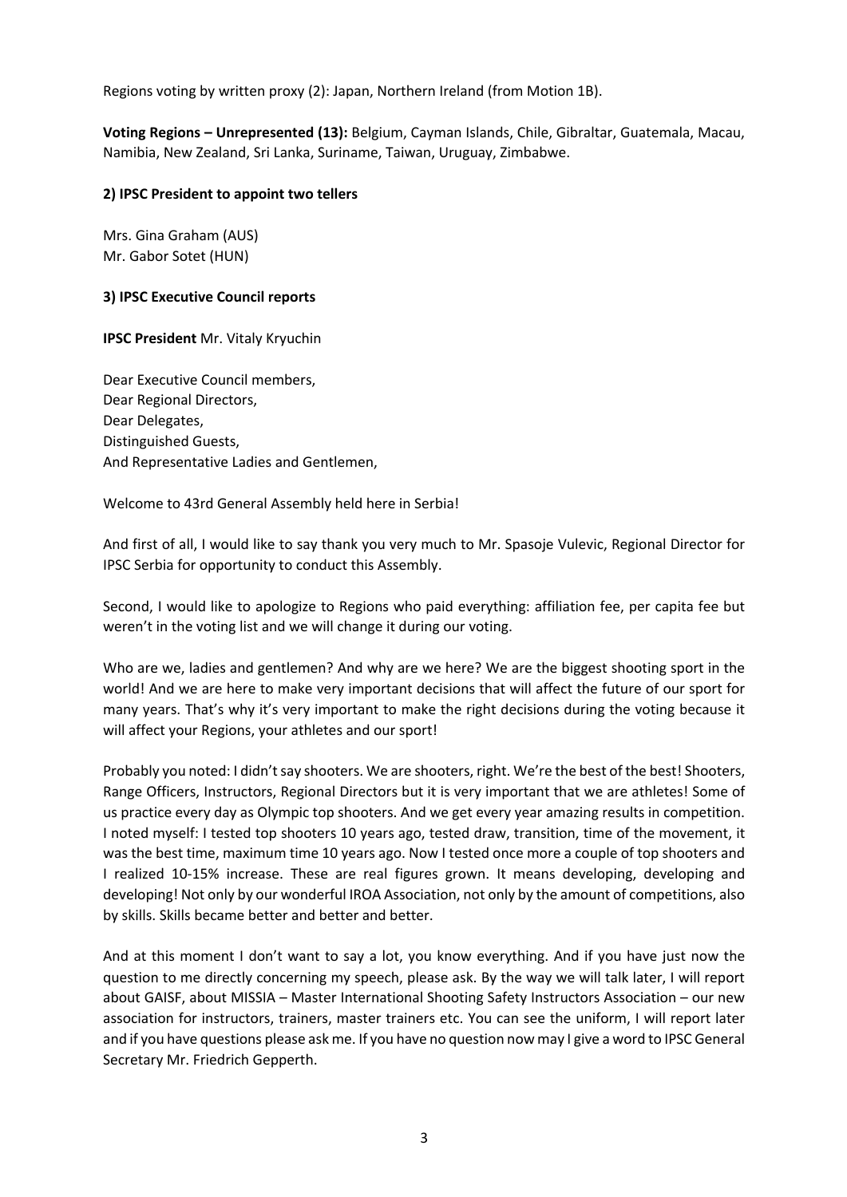Regions voting by written proxy (2): Japan, Northern Ireland (from Motion 1B).

**Voting Regions – Unrepresented (13):** Belgium, Cayman Islands, Chile, Gibraltar, Guatemala, Macau, Namibia, New Zealand, Sri Lanka, Suriname, Taiwan, Uruguay, Zimbabwe.

### 2) IPSC President to appoint two tellers

Mrs. Gina Graham (AUS)
Mr. Gabor Sotet (HUN)

### 3) IPSC Executive Council reports

**IPSC President** Mr. Vitaly Kryuchin

Dear Executive Council members,
Dear Regional Directors,
Dear Delegates,
Distinguished Guests,
And Representative Ladies and Gentlemen,

Welcome to 43rd General Assembly held here in Serbia!

And first of all, I would like to say thank you very much to Mr. Spasoje Vulevic, Regional Director for IPSC Serbia for opportunity to conduct this Assembly.

Second, I would like to apologize to Regions who paid everything: affiliation fee, per capita fee but weren't in the voting list and we will change it during our voting.

Who are we, ladies and gentlemen? And why are we here? We are the biggest shooting sport in the world! And we are here to make very important decisions that will affect the future of our sport for many years. That's why it's very important to make the right decisions during the voting because it will affect your Regions, your athletes and our sport!

Probably you noted: I didn't say shooters. We are shooters, right. We're the best of the best! Shooters, Range Officers, Instructors, Regional Directors but it is very important that we are athletes! Some of us practice every day as Olympic top shooters. And we get every year amazing results in competition. I noted myself: I tested top shooters 10 years ago, tested draw, transition, time of the movement, it was the best time, maximum time 10 years ago. Now I tested once more a couple of top shooters and I realized 10-15% increase. These are real figures grown. It means developing, developing and developing! Not only by our wonderful IROA Association, not only by the amount of competitions, also by skills. Skills became better and better and better.

And at this moment I don't want to say a lot, you know everything. And if you have just now the question to me directly concerning my speech, please ask. By the way we will talk later, I will report about GAISF, about MISSIA – Master International Shooting Safety Instructors Association – our new association for instructors, trainers, master trainers etc. You can see the uniform, I will report later and if you have questions please ask me. If you have no question now may I give a word to IPSC General Secretary Mr. Friedrich Gepperth.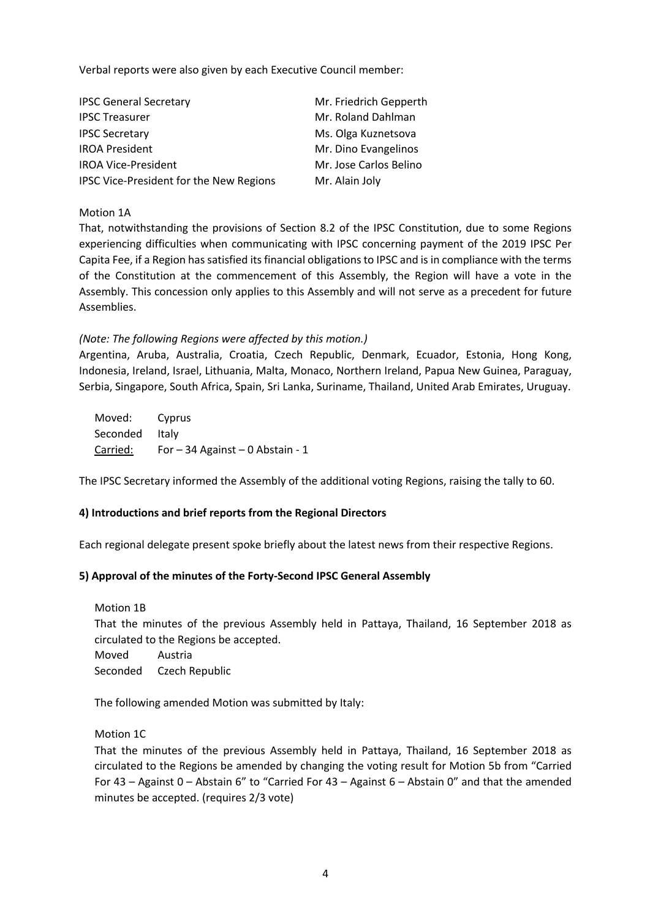Verbal reports were also given by each Executive Council member:

| | |
|---|---|
| IPSC General Secretary | Mr. Friedrich Gepperth |
| IPSC Treasurer | Mr. Roland Dahlman |
| IPSC Secretary | Ms. Olga Kuznetsova |
| IROA President | Mr. Dino Evangelinos |
| IROA Vice-President | Mr. Jose Carlos Belino |
| IPSC Vice-President for the New Regions | Mr. Alain Joly |

Motion 1A

That, notwithstanding the provisions of Section 8.2 of the IPSC Constitution, due to some Regions experiencing difficulties when communicating with IPSC concerning payment of the 2019 IPSC Per Capita Fee, if a Region has satisfied its financial obligations to IPSC and is in compliance with the terms of the Constitution at the commencement of this Assembly, the Region will have a vote in the Assembly. This concession only applies to this Assembly and will not serve as a precedent for future Assemblies.

*(Note: The following Regions were affected by this motion.)*

Argentina, Aruba, Australia, Croatia, Czech Republic, Denmark, Ecuador, Estonia, Hong Kong, Indonesia, Ireland, Israel, Lithuania, Malta, Monaco, Northern Ireland, Papua New Guinea, Paraguay, Serbia, Singapore, South Africa, Spain, Sri Lanka, Suriname, Thailand, United Arab Emirates, Uruguay.

Moved: Cyprus
Seconded Italy
Carried: For – 34 Against – 0 Abstain - 1

The IPSC Secretary informed the Assembly of the additional voting Regions, raising the tally to 60.

**4) Introductions and brief reports from the Regional Directors**

Each regional delegate present spoke briefly about the latest news from their respective Regions.

**5) Approval of the minutes of the Forty-Second IPSC General Assembly**

Motion 1B

That the minutes of the previous Assembly held in Pattaya, Thailand, 16 September 2018 as circulated to the Regions be accepted.

Moved Austria
Seconded Czech Republic

The following amended Motion was submitted by Italy:

Motion 1C

That the minutes of the previous Assembly held in Pattaya, Thailand, 16 September 2018 as circulated to the Regions be amended by changing the voting result for Motion 5b from "Carried For 43 – Against 0 – Abstain 6" to "Carried For 43 – Against 6 – Abstain 0" and that the amended minutes be accepted. (requires 2/3 vote)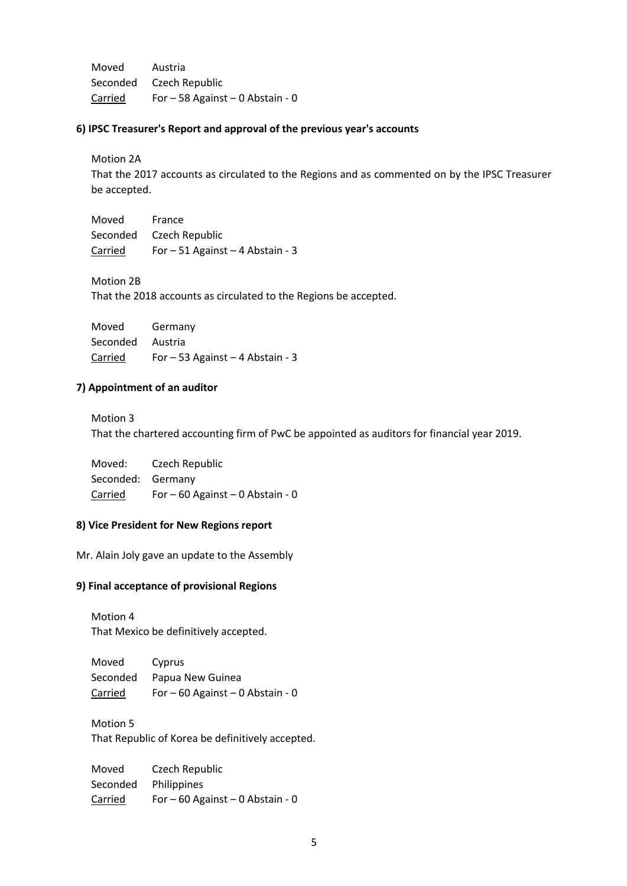Moved Austria
Seconded Czech Republic
Carried For – 58 Against – 0 Abstain - 0

**6) IPSC Treasurer's Report and approval of the previous year's accounts**

Motion 2A

That the 2017 accounts as circulated to the Regions and as commented on by the IPSC Treasurer be accepted.

Moved France
Seconded Czech Republic
Carried For – 51 Against – 4 Abstain - 3

Motion 2B

That the 2018 accounts as circulated to the Regions be accepted.

Moved Germany
Seconded Austria
Carried For – 53 Against – 4 Abstain - 3

**7) Appointment of an auditor**

Motion 3

That the chartered accounting firm of PwC be appointed as auditors for financial year 2019.

Moved: Czech Republic
Seconded: Germany
Carried For – 60 Against – 0 Abstain - 0

**8) Vice President for New Regions report**

Mr. Alain Joly gave an update to the Assembly

**9) Final acceptance of provisional Regions**

Motion 4

That Mexico be definitively accepted.

Moved Cyprus
Seconded Papua New Guinea
Carried For – 60 Against – 0 Abstain - 0

Motion 5

That Republic of Korea be definitively accepted.

Moved Czech Republic
Seconded Philippines
Carried For – 60 Against – 0 Abstain - 0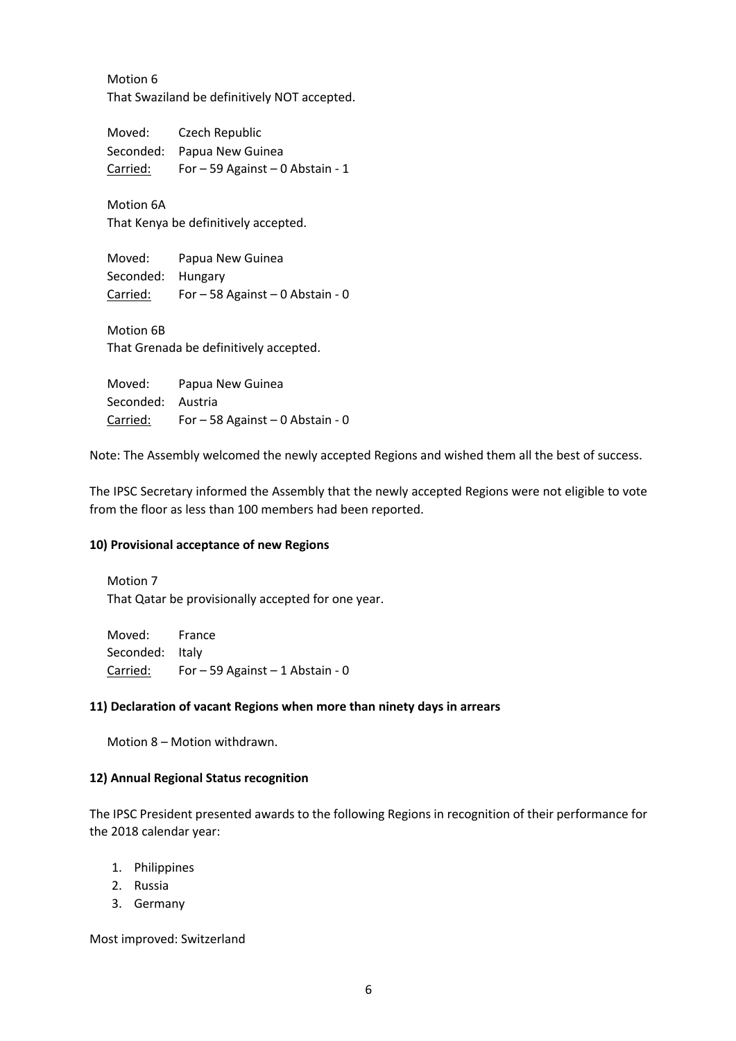Motion 6
That Swaziland be definitively NOT accepted.

Moved: Czech Republic
Seconded: Papua New Guinea
Carried: For – 59 Against – 0 Abstain - 1

Motion 6A
That Kenya be definitively accepted.

Moved: Papua New Guinea
Seconded: Hungary
Carried: For – 58 Against – 0 Abstain - 0

Motion 6B
That Grenada be definitively accepted.

Moved: Papua New Guinea
Seconded: Austria
Carried: For – 58 Against – 0 Abstain - 0

Note: The Assembly welcomed the newly accepted Regions and wished them all the best of success.

The IPSC Secretary informed the Assembly that the newly accepted Regions were not eligible to vote from the floor as less than 100 members had been reported.

**10) Provisional acceptance of new Regions**

Motion 7
That Qatar be provisionally accepted for one year.

Moved: France
Seconded: Italy
Carried: For – 59 Against – 1 Abstain - 0

**11) Declaration of vacant Regions when more than ninety days in arrears**

Motion 8 – Motion withdrawn.

**12) Annual Regional Status recognition**

The IPSC President presented awards to the following Regions in recognition of their performance for the 2018 calendar year:

1. Philippines
2. Russia
3. Germany

Most improved: Switzerland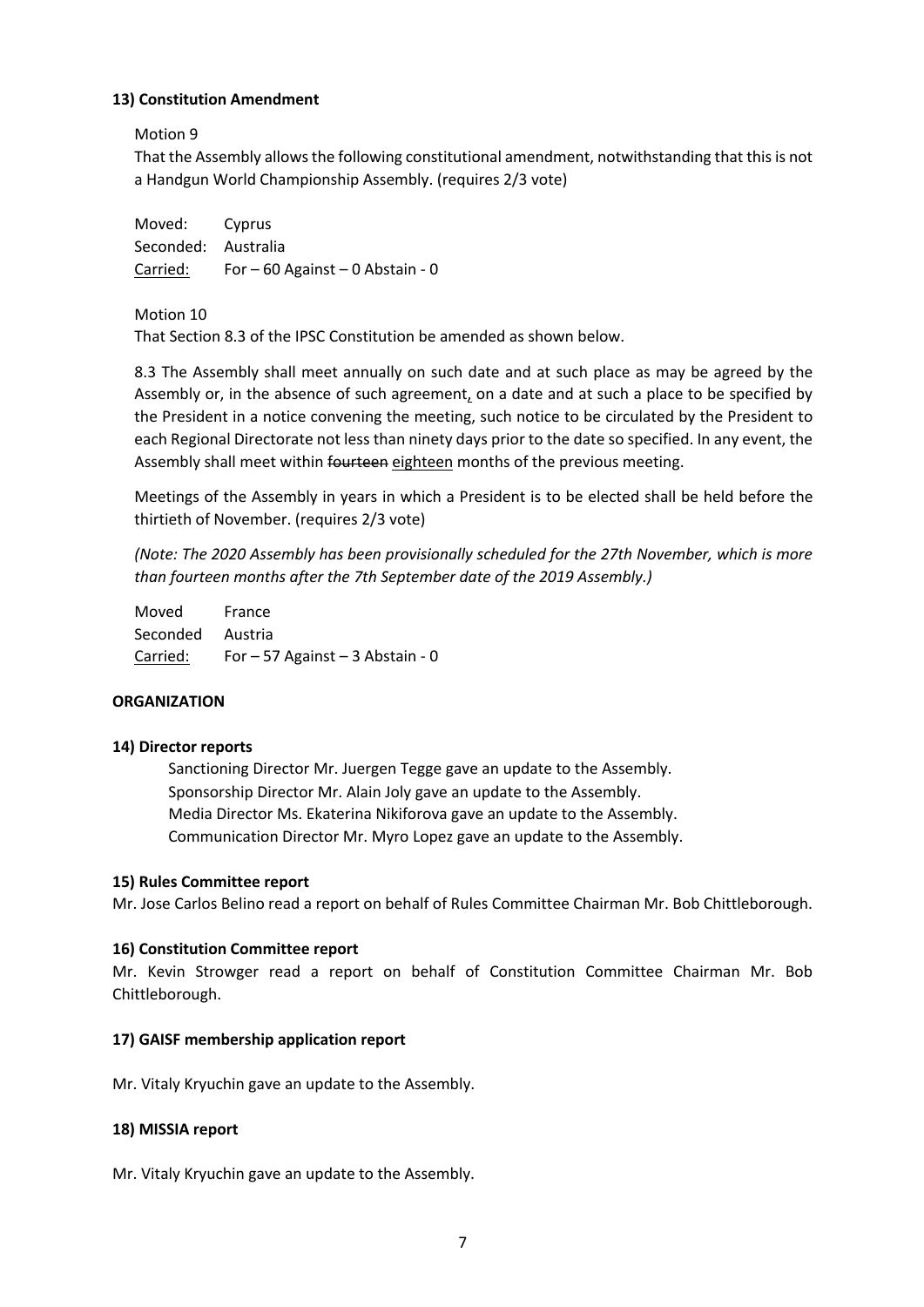**13) Constitution Amendment**

Motion 9

That the Assembly allows the following constitutional amendment, notwithstanding that this is not a Handgun World Championship Assembly. (requires 2/3 vote)

Moved: Cyprus
Seconded: Australia
Carried: For – 60 Against – 0 Abstain - 0

Motion 10

That Section 8.3 of the IPSC Constitution be amended as shown below.

8.3 The Assembly shall meet annually on such date and at such place as may be agreed by the Assembly or, in the absence of such agreement, on a date and at such a place to be specified by the President in a notice convening the meeting, such notice to be circulated by the President to each Regional Directorate not less than ninety days prior to the date so specified. In any event, the Assembly shall meet within ~~fourteen~~ eighteen months of the previous meeting.

Meetings of the Assembly in years in which a President is to be elected shall be held before the thirtieth of November. (requires 2/3 vote)

*(Note: The 2020 Assembly has been provisionally scheduled for the 27th November, which is more than fourteen months after the 7th September date of the 2019 Assembly.)*

Moved France
Seconded Austria
Carried: For – 57 Against – 3 Abstain - 0

**ORGANIZATION**

**14) Director reports**

Sanctioning Director Mr. Juergen Tegge gave an update to the Assembly.
Sponsorship Director Mr. Alain Joly gave an update to the Assembly.
Media Director Ms. Ekaterina Nikiforova gave an update to the Assembly.
Communication Director Mr. Myro Lopez gave an update to the Assembly.

**15) Rules Committee report**

Mr. Jose Carlos Belino read a report on behalf of Rules Committee Chairman Mr. Bob Chittleborough.

**16) Constitution Committee report**

Mr. Kevin Strowger read a report on behalf of Constitution Committee Chairman Mr. Bob Chittleborough.

**17) GAISF membership application report**

Mr. Vitaly Kryuchin gave an update to the Assembly.

**18) MISSIA report**

Mr. Vitaly Kryuchin gave an update to the Assembly.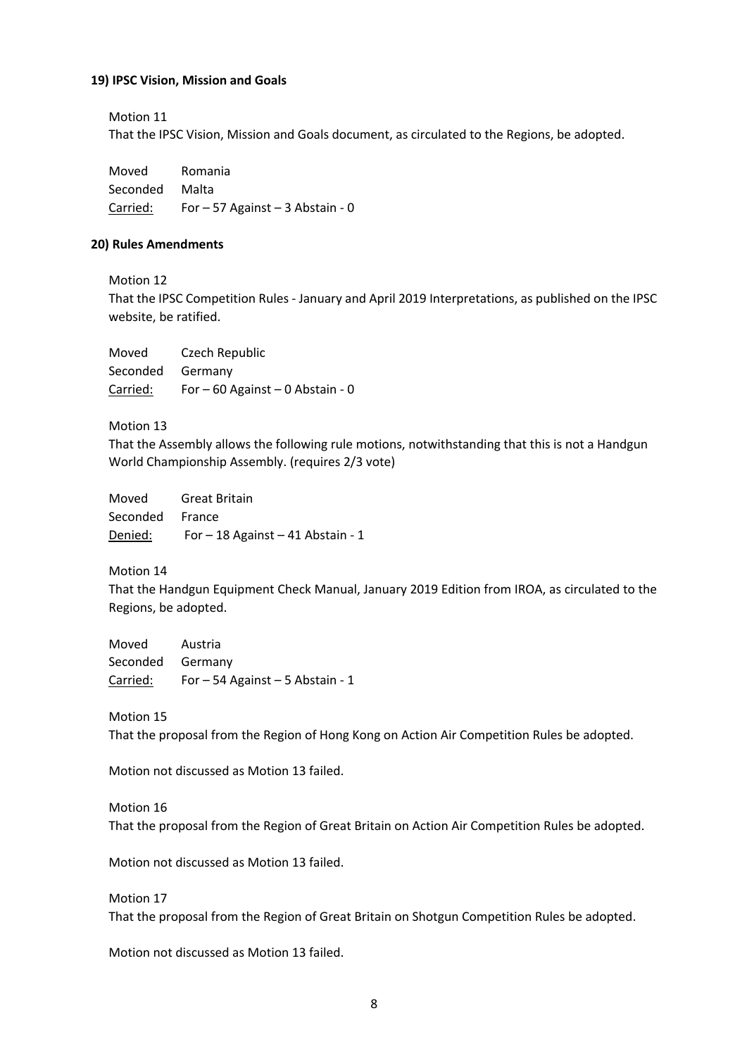**19) IPSC Vision, Mission and Goals**

Motion 11

That the IPSC Vision, Mission and Goals document, as circulated to the Regions, be adopted.

Moved Romania
Seconded Malta
Carried: For – 57 Against – 3 Abstain - 0

**20) Rules Amendments**

Motion 12

That the IPSC Competition Rules - January and April 2019 Interpretations, as published on the IPSC website, be ratified.

Moved Czech Republic
Seconded Germany
Carried: For – 60 Against – 0 Abstain - 0

Motion 13

That the Assembly allows the following rule motions, notwithstanding that this is not a Handgun World Championship Assembly. (requires 2/3 vote)

Moved Great Britain
Seconded France
Denied: For – 18 Against – 41 Abstain - 1

Motion 14

That the Handgun Equipment Check Manual, January 2019 Edition from IROA, as circulated to the Regions, be adopted.

Moved Austria
Seconded Germany
Carried: For – 54 Against – 5 Abstain - 1

Motion 15

That the proposal from the Region of Hong Kong on Action Air Competition Rules be adopted.

Motion not discussed as Motion 13 failed.

Motion 16

That the proposal from the Region of Great Britain on Action Air Competition Rules be adopted.

Motion not discussed as Motion 13 failed.

Motion 17

That the proposal from the Region of Great Britain on Shotgun Competition Rules be adopted.

Motion not discussed as Motion 13 failed.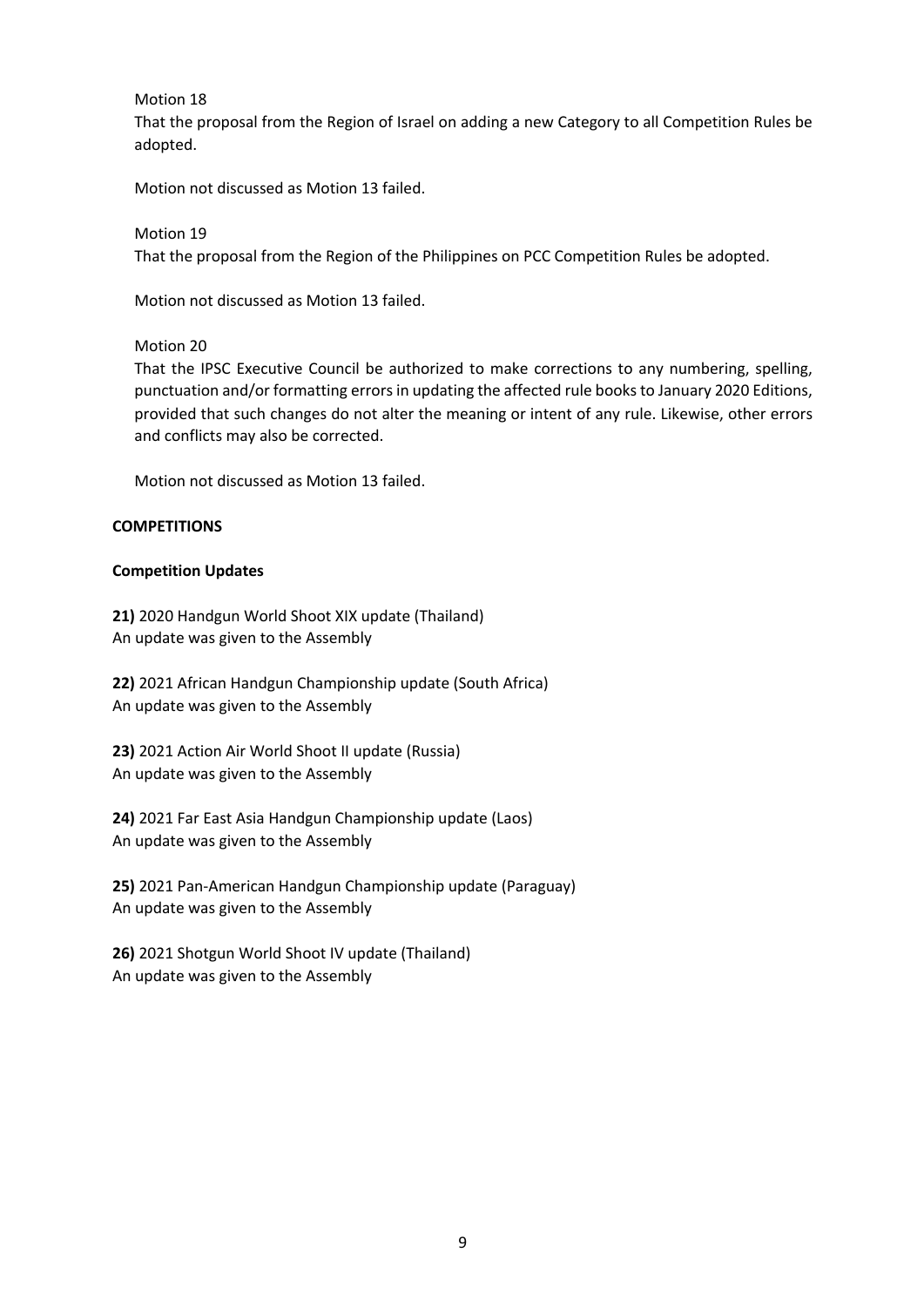Motion 18

That the proposal from the Region of Israel on adding a new Category to all Competition Rules be adopted.

Motion not discussed as Motion 13 failed.

Motion 19

That the proposal from the Region of the Philippines on PCC Competition Rules be adopted.

Motion not discussed as Motion 13 failed.

Motion 20

That the IPSC Executive Council be authorized to make corrections to any numbering, spelling, punctuation and/or formatting errors in updating the affected rule books to January 2020 Editions, provided that such changes do not alter the meaning or intent of any rule. Likewise, other errors and conflicts may also be corrected.

Motion not discussed as Motion 13 failed.

**COMPETITIONS**

**Competition Updates**

**21)** 2020 Handgun World Shoot XIX update (Thailand)
An update was given to the Assembly

**22)** 2021 African Handgun Championship update (South Africa)
An update was given to the Assembly

**23)** 2021 Action Air World Shoot II update (Russia)
An update was given to the Assembly

**24)** 2021 Far East Asia Handgun Championship update (Laos)
An update was given to the Assembly

**25)** 2021 Pan-American Handgun Championship update (Paraguay)
An update was given to the Assembly

**26)** 2021 Shotgun World Shoot IV update (Thailand)
An update was given to the Assembly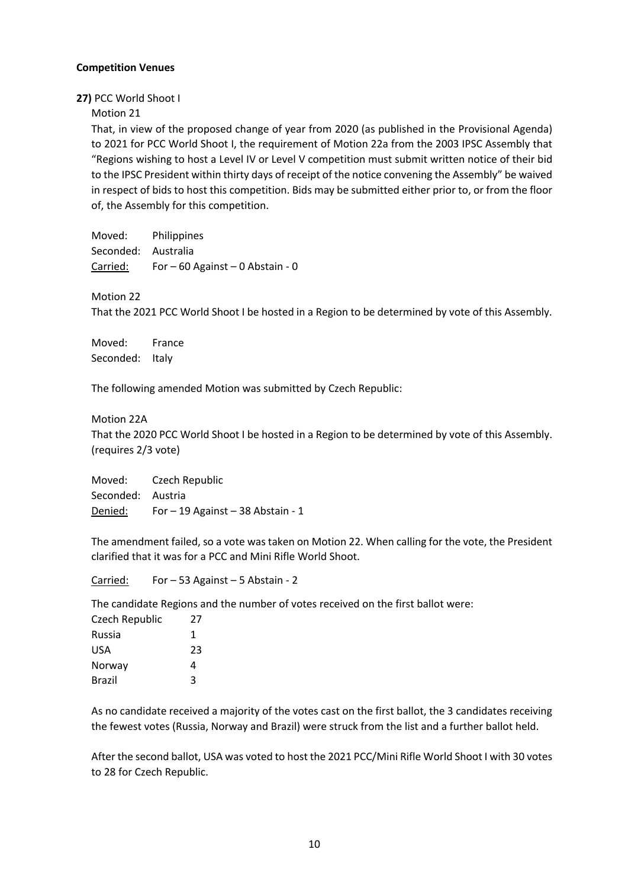**Competition Venues**

**27)** PCC World Shoot I

Motion 21

That, in view of the proposed change of year from 2020 (as published in the Provisional Agenda) to 2021 for PCC World Shoot I, the requirement of Motion 22a from the 2003 IPSC Assembly that "Regions wishing to host a Level IV or Level V competition must submit written notice of their bid to the IPSC President within thirty days of receipt of the notice convening the Assembly" be waived in respect of bids to host this competition. Bids may be submitted either prior to, or from the floor of, the Assembly for this competition.

Moved: Philippines
Seconded: Australia
Carried: For – 60 Against – 0 Abstain - 0

Motion 22

That the 2021 PCC World Shoot I be hosted in a Region to be determined by vote of this Assembly.

Moved: France
Seconded: Italy

The following amended Motion was submitted by Czech Republic:

Motion 22A

That the 2020 PCC World Shoot I be hosted in a Region to be determined by vote of this Assembly. (requires 2/3 vote)

Moved: Czech Republic
Seconded: Austria
Denied: For – 19 Against – 38 Abstain - 1

The amendment failed, so a vote was taken on Motion 22. When calling for the vote, the President clarified that it was for a PCC and Mini Rifle World Shoot.

Carried: For – 53 Against – 5 Abstain - 2

The candidate Regions and the number of votes received on the first ballot were:

| Region | Votes |
|---|---|
| Czech Republic | 27 |
| Russia | 1 |
| USA | 23 |
| Norway | 4 |
| Brazil | 3 |

As no candidate received a majority of the votes cast on the first ballot, the 3 candidates receiving the fewest votes (Russia, Norway and Brazil) were struck from the list and a further ballot held.

After the second ballot, USA was voted to host the 2021 PCC/Mini Rifle World Shoot I with 30 votes to 28 for Czech Republic.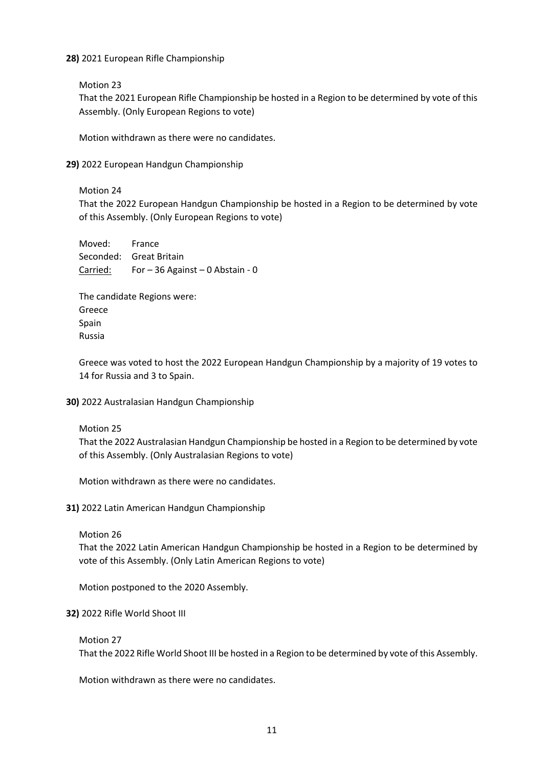**28)** 2021 European Rifle Championship

Motion 23

That the 2021 European Rifle Championship be hosted in a Region to be determined by vote of this Assembly. (Only European Regions to vote)

Motion withdrawn as there were no candidates.

**29)** 2022 European Handgun Championship

Motion 24

That the 2022 European Handgun Championship be hosted in a Region to be determined by vote of this Assembly. (Only European Regions to vote)

Moved: France
Seconded: Great Britain
Carried: For – 36 Against – 0 Abstain - 0

The candidate Regions were:
Greece
Spain
Russia

Greece was voted to host the 2022 European Handgun Championship by a majority of 19 votes to 14 for Russia and 3 to Spain.

**30)** 2022 Australasian Handgun Championship

Motion 25

That the 2022 Australasian Handgun Championship be hosted in a Region to be determined by vote of this Assembly. (Only Australasian Regions to vote)

Motion withdrawn as there were no candidates.

**31)** 2022 Latin American Handgun Championship

Motion 26

That the 2022 Latin American Handgun Championship be hosted in a Region to be determined by vote of this Assembly. (Only Latin American Regions to vote)

Motion postponed to the 2020 Assembly.

**32)** 2022 Rifle World Shoot III

Motion 27

That the 2022 Rifle World Shoot III be hosted in a Region to be determined by vote of this Assembly.

Motion withdrawn as there were no candidates.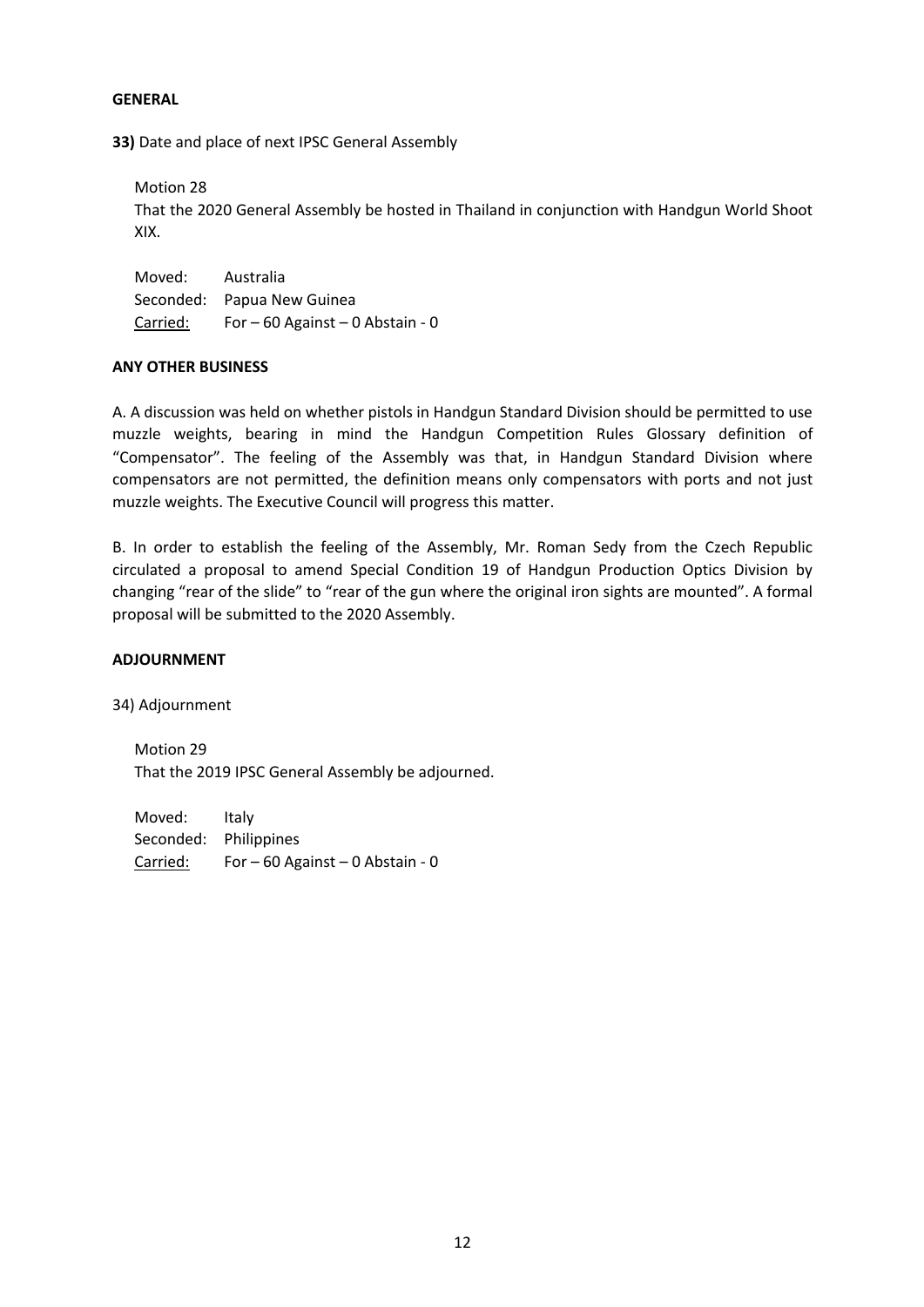**GENERAL**

**33)** Date and place of next IPSC General Assembly

Motion 28

That the 2020 General Assembly be hosted in Thailand in conjunction with Handgun World Shoot XIX.

Moved: Australia
Seconded: Papua New Guinea
Carried: For – 60 Against – 0 Abstain - 0

**ANY OTHER BUSINESS**

A. A discussion was held on whether pistols in Handgun Standard Division should be permitted to use muzzle weights, bearing in mind the Handgun Competition Rules Glossary definition of "Compensator". The feeling of the Assembly was that, in Handgun Standard Division where compensators are not permitted, the definition means only compensators with ports and not just muzzle weights. The Executive Council will progress this matter.

B. In order to establish the feeling of the Assembly, Mr. Roman Sedy from the Czech Republic circulated a proposal to amend Special Condition 19 of Handgun Production Optics Division by changing "rear of the slide" to "rear of the gun where the original iron sights are mounted". A formal proposal will be submitted to the 2020 Assembly.

**ADJOURNMENT**

34) Adjournment

Motion 29

That the 2019 IPSC General Assembly be adjourned.

Moved: Italy
Seconded: Philippines
Carried: For – 60 Against – 0 Abstain - 0